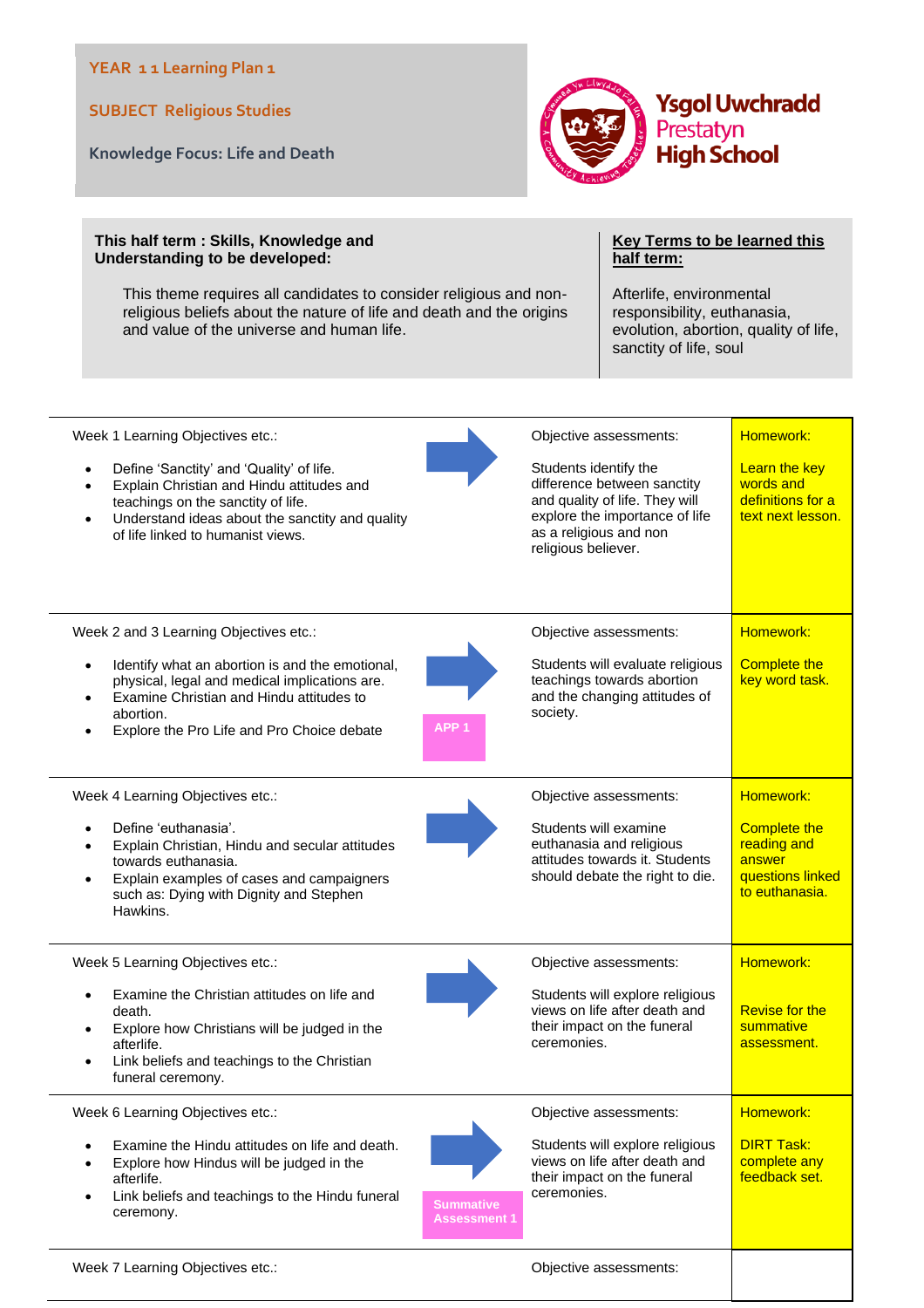YEAR 1 1 Learning Plan 1

SUBJECT Religious Studies

Knowledge Focus: Life and Death

Ysgol Uwchradd Prestatyn High School

| This half term : Skills, Knowledge and Understanding to be developed: | Key Terms to be learned this half term: |
|---|---|
| This theme requires all candidates to consider religious and non-religious beliefs about the nature of life and death and the origins and value of the universe and human life. | Afterlife, environmental responsibility, euthanasia, evolution, abortion, quality of life, sanctity of life, soul |

| Learning Objectives | | Objective assessments | Homework |
|---|---|---|---|
| Week 1 Learning Objectives etc.:<br>• Define 'Sanctity' and 'Quality' of life.<br>• Explain Christian and Hindu attitudes and teachings on the sanctity of life.<br>• Understand ideas about the sanctity and quality of life linked to humanist views. | → | Objective assessments:<br>Students identify the difference between sanctity and quality of life. They will explore the importance of life as a religious and non religious believer. | Homework:<br>Learn the key words and definitions for a text next lesson. |
| Week 2 and 3 Learning Objectives etc.:<br>• Identify what an abortion is and the emotional, physical, legal and medical implications are.<br>• Examine Christian and Hindu attitudes to abortion.<br>• Explore the Pro Life and Pro Choice debate | → APP 1 | Objective assessments:<br>Students will evaluate religious teachings towards abortion and the changing attitudes of society. | Homework:<br>Complete the key word task. |
| Week 4 Learning Objectives etc.:<br>• Define 'euthanasia'.<br>• Explain Christian, Hindu and secular attitudes towards euthanasia.<br>• Explain examples of cases and campaigners such as: Dying with Dignity and Stephen Hawkins. | → | Objective assessments:<br>Students will examine euthanasia and religious attitudes towards it. Students should debate the right to die. | Homework:<br>Complete the reading and answer questions linked to euthanasia. |
| Week 5 Learning Objectives etc.:<br>• Examine the Christian attitudes on life and death.<br>• Explore how Christians will be judged in the afterlife.<br>• Link beliefs and teachings to the Christian funeral ceremony. | → | Objective assessments:<br>Students will explore religious views on life after death and their impact on the funeral ceremonies. | Homework:<br>Revise for the summative assessment. |
| Week 6 Learning Objectives etc.:<br>• Examine the Hindu attitudes on life and death.<br>• Explore how Hindus will be judged in the afterlife.<br>• Link beliefs and teachings to the Hindu funeral ceremony. | → Summative Assessment 1 | Objective assessments:<br>Students will explore religious views on life after death and their impact on the funeral ceremonies. | Homework:<br>DIRT Task: complete any feedback set. |
| Week 7 Learning Objectives etc.: | | Objective assessments: | |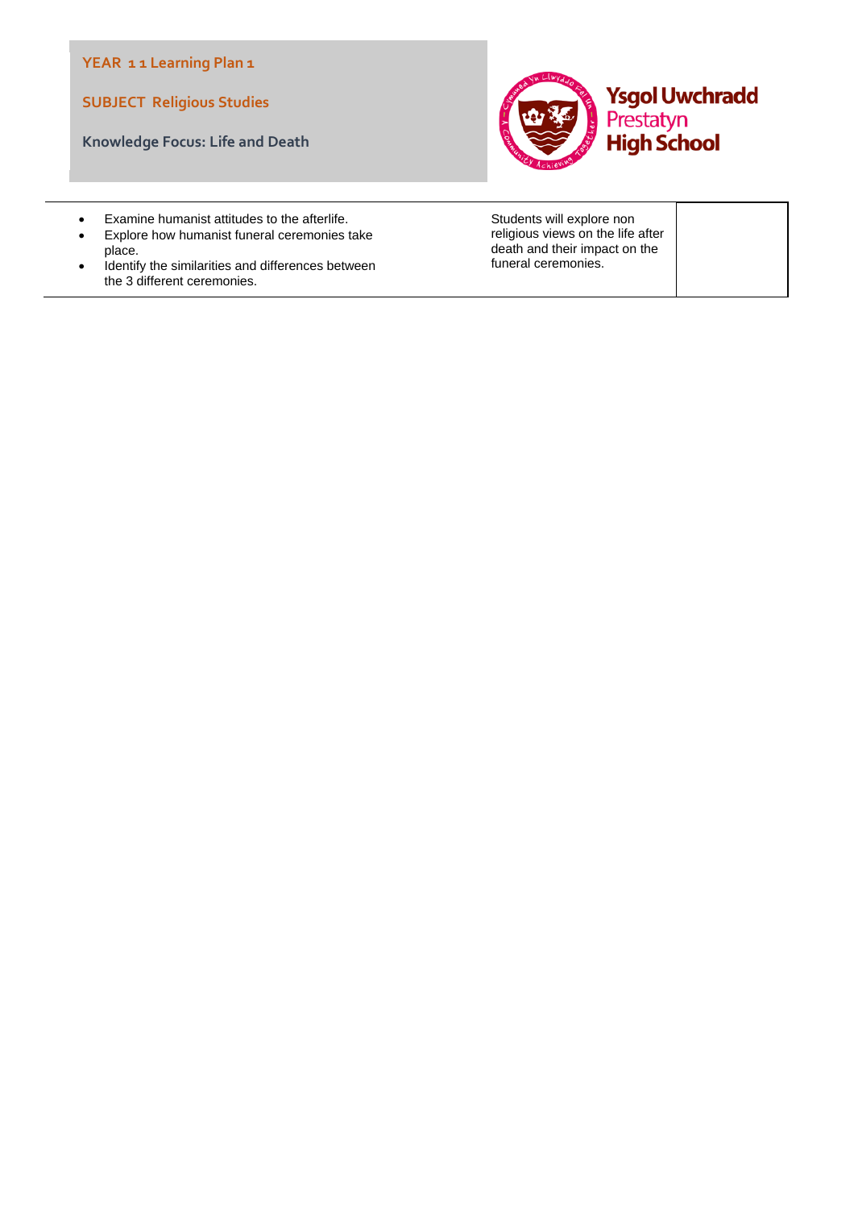**YEAR 11 Learning Plan 1**

**SUBJECT Religious Studies**

**Knowledge Focus: Life and Death**

Ysgol Uwchradd Prestatyn High School

| | | |
|---|---|---|
| • Examine humanist attitudes to the afterlife.<br>• Explore how humanist funeral ceremonies take place.<br>• Identify the similarities and differences between the 3 different ceremonies. | Students will explore non religious views on the life after death and their impact on the funeral ceremonies. | |